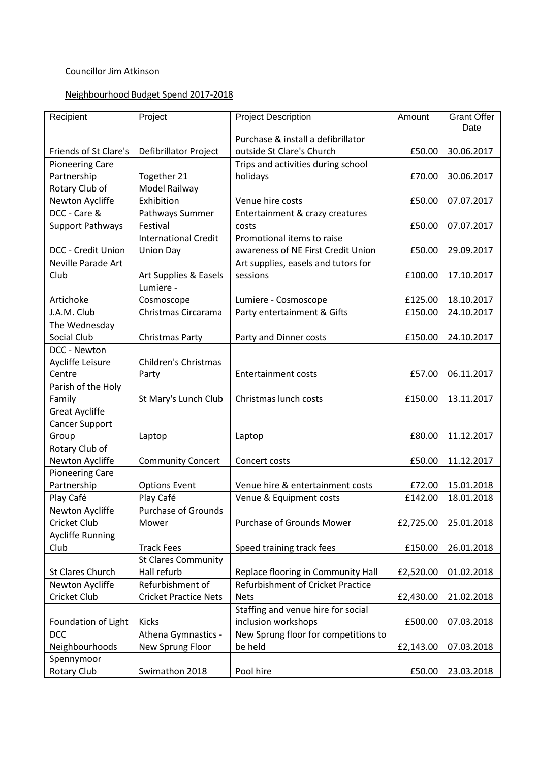Councillor Jim Atkinson

Neighbourhood Budget Spend 2017-2018

| Recipient | Project | Project Description | Amount | Grant Offer Date |
|---|---|---|---|---|
| Friends of St Clare's | Defibrillator Project | Purchase & install a defibrillator outside St Clare's Church | £50.00 | 30.06.2017 |
| Pioneering Care Partnership | Together 21 | Trips and activities during school holidays | £70.00 | 30.06.2017 |
| Rotary Club of Newton Aycliffe | Model Railway Exhibition | Venue hire costs | £50.00 | 07.07.2017 |
| DCC - Care & Support Pathways | Pathways Summer Festival | Entertainment & crazy creatures costs | £50.00 | 07.07.2017 |
| DCC - Credit Union | International Credit Union Day | Promotional items to raise awareness of NE First Credit Union | £50.00 | 29.09.2017 |
| Neville Parade Art Club | Art Supplies & Easels | Art supplies, easels and tutors for sessions | £100.00 | 17.10.2017 |
| Artichoke | Lumiere - Cosmoscope | Lumiere - Cosmoscope | £125.00 | 18.10.2017 |
| J.A.M. Club | Christmas Circarama | Party entertainment & Gifts | £150.00 | 24.10.2017 |
| The Wednesday Social Club | Christmas Party | Party and Dinner costs | £150.00 | 24.10.2017 |
| DCC - Newton Aycliffe Leisure Centre | Children's Christmas Party | Entertainment costs | £57.00 | 06.11.2017 |
| Parish of the Holy Family | St Mary's Lunch Club | Christmas lunch costs | £150.00 | 13.11.2017 |
| Great Aycliffe Cancer Support Group | Laptop | Laptop | £80.00 | 11.12.2017 |
| Rotary Club of Newton Aycliffe | Community Concert | Concert costs | £50.00 | 11.12.2017 |
| Pioneering Care Partnership | Options Event | Venue hire & entertainment costs | £72.00 | 15.01.2018 |
| Play Café | Play Café | Venue & Equipment costs | £142.00 | 18.01.2018 |
| Newton Aycliffe Cricket Club | Purchase of Grounds Mower | Purchase of Grounds Mower | £2,725.00 | 25.01.2018 |
| Aycliffe Running Club | Track Fees | Speed training track fees | £150.00 | 26.01.2018 |
| St Clares Church | St Clares Community Hall refurb | Replace flooring in Community Hall | £2,520.00 | 01.02.2018 |
| Newton Aycliffe Cricket Club | Refurbishment of Cricket Practice Nets | Refurbishment of Cricket Practice Nets | £2,430.00 | 21.02.2018 |
| Foundation of Light | Kicks | Staffing and venue hire for social inclusion workshops | £500.00 | 07.03.2018 |
| DCC Neighbourhoods | Athena Gymnastics - New Sprung Floor | New Sprung floor for competitions to be held | £2,143.00 | 07.03.2018 |
| Spennymoor Rotary Club | Swimathon 2018 | Pool hire | £50.00 | 23.03.2018 |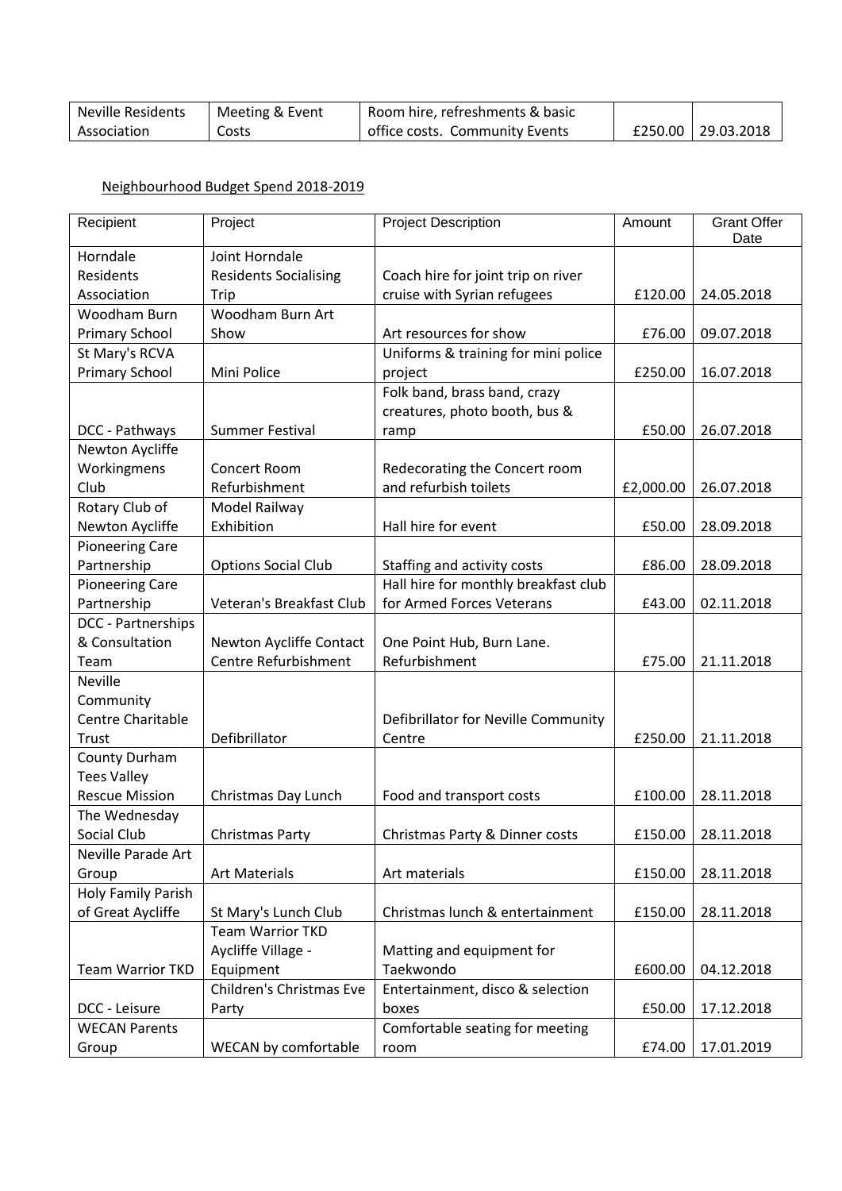| Neville Residents Association | Meeting & Event Costs | Room hire, refreshments & basic office costs. Community Events | £250.00 | 29.03.2018 |
|---|---|---|---|---|

## Neighbourhood Budget Spend 2018-2019

| Recipient | Project | Project Description | Amount | Grant Offer Date |
|---|---|---|---|---|
| Horndale Residents Association | Joint Horndale Residents Socialising Trip | Coach hire for joint trip on river cruise with Syrian refugees | £120.00 | 24.05.2018 |
| Woodham Burn Primary School | Woodham Burn Art Show | Art resources for show | £76.00 | 09.07.2018 |
| St Mary's RCVA Primary School | Mini Police | Uniforms & training for mini police project | £250.00 | 16.07.2018 |
| DCC - Pathways | Summer Festival | Folk band, brass band, crazy creatures, photo booth, bus & ramp | £50.00 | 26.07.2018 |
| Newton Aycliffe Workingmens Club | Concert Room Refurbishment | Redecorating the Concert room and refurbish toilets | £2,000.00 | 26.07.2018 |
| Rotary Club of Newton Aycliffe | Model Railway Exhibition | Hall hire for event | £50.00 | 28.09.2018 |
| Pioneering Care Partnership | Options Social Club | Staffing and activity costs | £86.00 | 28.09.2018 |
| Pioneering Care Partnership | Veteran's Breakfast Club | Hall hire for monthly breakfast club for Armed Forces Veterans | £43.00 | 02.11.2018 |
| DCC - Partnerships & Consultation Team | Newton Aycliffe Contact Centre Refurbishment | One Point Hub, Burn Lane. Refurbishment | £75.00 | 21.11.2018 |
| Neville Community Centre Charitable Trust | Defibrillator | Defibrillator for Neville Community Centre | £250.00 | 21.11.2018 |
| County Durham Tees Valley Rescue Mission | Christmas Day Lunch | Food and transport costs | £100.00 | 28.11.2018 |
| The Wednesday Social Club | Christmas Party | Christmas Party & Dinner costs | £150.00 | 28.11.2018 |
| Neville Parade Art Group | Art Materials | Art materials | £150.00 | 28.11.2018 |
| Holy Family Parish of Great Aycliffe | St Mary's Lunch Club | Christmas lunch & entertainment | £150.00 | 28.11.2018 |
| Team Warrior TKD | Team Warrior TKD Aycliffe Village - Equipment | Matting and equipment for Taekwondo | £600.00 | 04.12.2018 |
| DCC - Leisure | Children's Christmas Eve Party | Entertainment, disco & selection boxes | £50.00 | 17.12.2018 |
| WECAN Parents Group | WECAN by comfortable | Comfortable seating for meeting room | £74.00 | 17.01.2019 |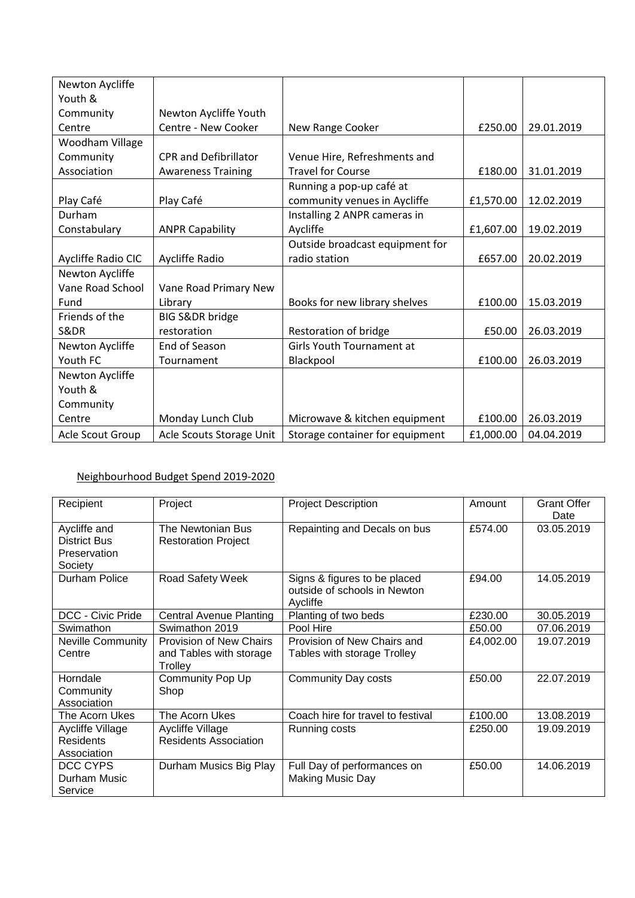| | | | | |
|---|---|---|---|---|
| Newton Aycliffe Youth & Community Centre | Newton Aycliffe Youth Centre - New Cooker | New Range Cooker | £250.00 | 29.01.2019 |
| Woodham Village Community Association | CPR and Defibrillator Awareness Training | Venue Hire, Refreshments and Travel for Course | £180.00 | 31.01.2019 |
| Play Café | Play Café | Running a pop-up café at community venues in Aycliffe | £1,570.00 | 12.02.2019 |
| Durham Constabulary | ANPR Capability | Installing 2 ANPR cameras in Aycliffe | £1,607.00 | 19.02.2019 |
| Aycliffe Radio CIC | Aycliffe Radio | Outside broadcast equipment for radio station | £657.00 | 20.02.2019 |
| Newton Aycliffe Vane Road School Fund | Vane Road Primary New Library | Books for new library shelves | £100.00 | 15.03.2019 |
| Friends of the S&DR | BIG S&DR bridge restoration | Restoration of bridge | £50.00 | 26.03.2019 |
| Newton Aycliffe Youth FC | End of Season Tournament | Girls Youth Tournament at Blackpool | £100.00 | 26.03.2019 |
| Newton Aycliffe Youth & Community Centre | Monday Lunch Club | Microwave & kitchen equipment | £100.00 | 26.03.2019 |
| Acle Scout Group | Acle Scouts Storage Unit | Storage container for equipment | £1,000.00 | 04.04.2019 |

Neighbourhood Budget Spend 2019-2020

| Recipient | Project | Project Description | Amount | Grant Offer Date |
|---|---|---|---|---|
| Aycliffe and District Bus Preservation Society | The Newtonian Bus Restoration Project | Repainting and Decals on bus | £574.00 | 03.05.2019 |
| Durham Police | Road Safety Week | Signs & figures to be placed outside of schools in Newton Aycliffe | £94.00 | 14.05.2019 |
| DCC - Civic Pride | Central Avenue Planting | Planting of two beds | £230.00 | 30.05.2019 |
| Swimathon | Swimathon 2019 | Pool Hire | £50.00 | 07.06.2019 |
| Neville Community Centre | Provision of New Chairs and Tables with storage Trolley | Provision of New Chairs and Tables with storage Trolley | £4,002.00 | 19.07.2019 |
| Horndale Community Association | Community Pop Up Shop | Community Day costs | £50.00 | 22.07.2019 |
| The Acorn Ukes | The Acorn Ukes | Coach hire for travel to festival | £100.00 | 13.08.2019 |
| Aycliffe Village Residents Association | Aycliffe Village Residents Association | Running costs | £250.00 | 19.09.2019 |
| DCC CYPS Durham Music Service | Durham Musics Big Play | Full Day of performances on Making Music Day | £50.00 | 14.06.2019 |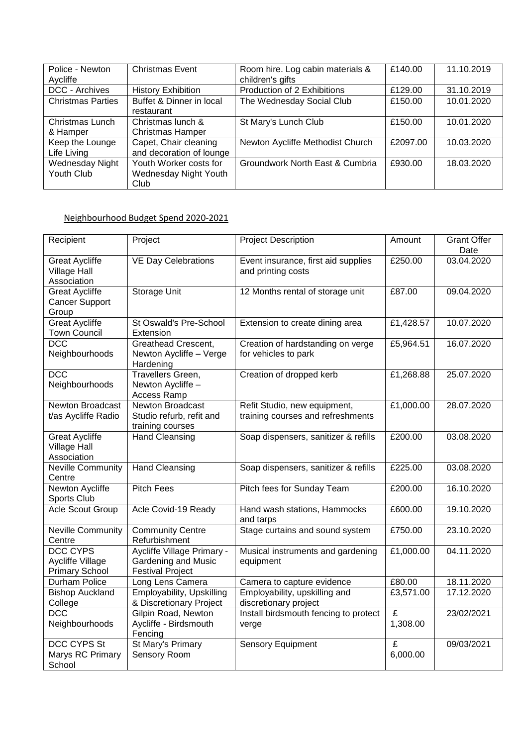| Police - Newton Aycliffe | Christmas Event | Room hire. Log cabin materials & children's gifts | £140.00 | 11.10.2019 |
|---|---|---|---|---|
| DCC - Archives | History Exhibition | Production of 2 Exhibitions | £129.00 | 31.10.2019 |
| Christmas Parties | Buffet & Dinner in local restaurant | The Wednesday Social Club | £150.00 | 10.01.2020 |
| Christmas Lunch & Hamper | Christmas lunch & Christmas Hamper | St Mary's Lunch Club | £150.00 | 10.01.2020 |
| Keep the Lounge Life Living | Capet, Chair cleaning and decoration of lounge | Newton Aycliffe Methodist Church | £2097.00 | 10.03.2020 |
| Wednesday Night Youth Club | Youth Worker costs for Wednesday Night Youth Club | Groundwork North East & Cumbria | £930.00 | 18.03.2020 |

## Neighbourhood Budget Spend 2020-2021

| Recipient | Project | Project Description | Amount | Grant Offer Date |
|---|---|---|---|---|
| Great Aycliffe Village Hall Association | VE Day Celebrations | Event insurance, first aid supplies and printing costs | £250.00 | 03.04.2020 |
| Great Aycliffe Cancer Support Group | Storage Unit | 12 Months rental of storage unit | £87.00 | 09.04.2020 |
| Great Aycliffe Town Council | St Oswald's Pre-School Extension | Extension to create dining area | £1,428.57 | 10.07.2020 |
| DCC Neighbourhoods | Greathead Crescent, Newton Aycliffe – Verge Hardening | Creation of hardstanding on verge for vehicles to park | £5,964.51 | 16.07.2020 |
| DCC Neighbourhoods | Travellers Green, Newton Aycliffe – Access Ramp | Creation of dropped kerb | £1,268.88 | 25.07.2020 |
| Newton Broadcast t/as Aycliffe Radio | Newton Broadcast Studio refurb, refit and training courses | Refit Studio, new equipment, training courses and refreshments | £1,000.00 | 28.07.2020 |
| Great Aycliffe Village Hall Association | Hand Cleansing | Soap dispensers, sanitizer & refills | £200.00 | 03.08.2020 |
| Neville Community Centre | Hand Cleansing | Soap dispensers, sanitizer & refills | £225.00 | 03.08.2020 |
| Newton Aycliffe Sports Club | Pitch Fees | Pitch fees for Sunday Team | £200.00 | 16.10.2020 |
| Acle Scout Group | Acle Covid-19 Ready | Hand wash stations, Hammocks and tarps | £600.00 | 19.10.2020 |
| Neville Community Centre | Community Centre Refurbishment | Stage curtains and sound system | £750.00 | 23.10.2020 |
| DCC CYPS Aycliffe Village Primary School | Aycliffe Village Primary - Gardening and Music Festival Project | Musical instruments and gardening equipment | £1,000.00 | 04.11.2020 |
| Durham Police | Long Lens Camera | Camera to capture evidence | £80.00 | 18.11.2020 |
| Bishop Auckland College | Employability, Upskilling & Discretionary Project | Employability, upskilling and discretionary project | £3,571.00 | 17.12.2020 |
| DCC Neighbourhoods | Gilpin Road, Newton Aycliffe - Birdsmouth Fencing | Install birdsmouth fencing to protect verge | £ 1,308.00 | 23/02/2021 |
| DCC CYPS St Marys RC Primary School | St Mary's Primary Sensory Room | Sensory Equipment | £ 6,000.00 | 09/03/2021 |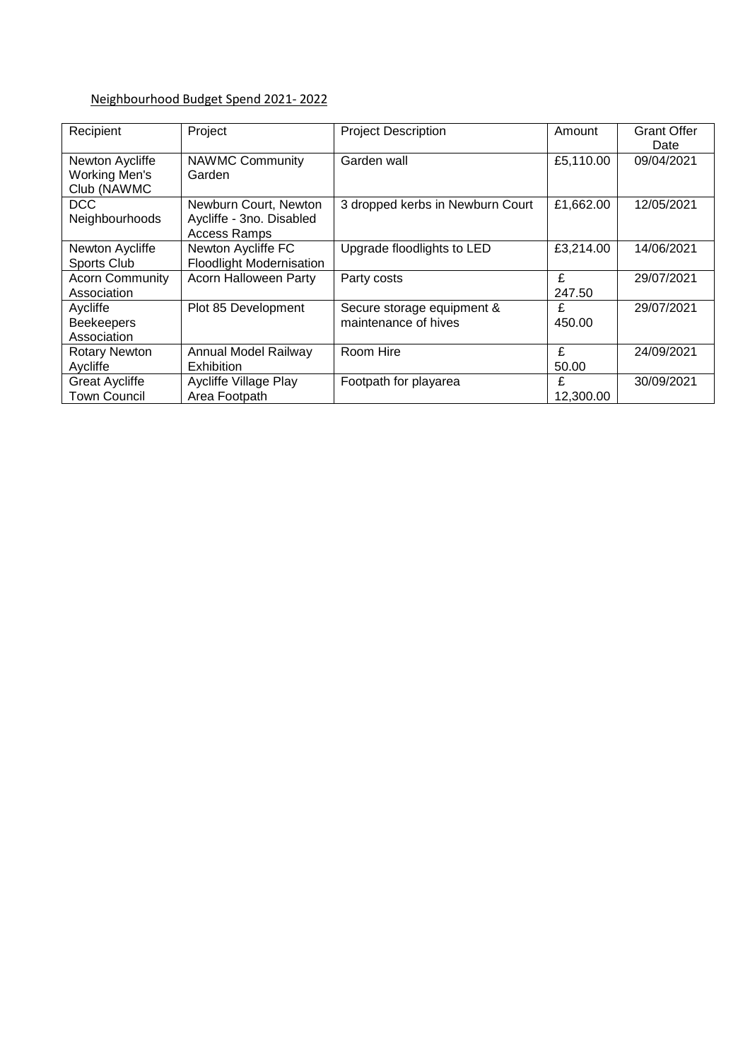Neighbourhood Budget Spend 2021- 2022

| Recipient | Project | Project Description | Amount | Grant Offer Date |
|---|---|---|---|---|
| Newton Aycliffe Working Men's Club (NAWMC | NAWMC Community Garden | Garden wall | £5,110.00 | 09/04/2021 |
| DCC Neighbourhoods | Newburn Court, Newton Aycliffe - 3no. Disabled Access Ramps | 3 dropped kerbs in Newburn Court | £1,662.00 | 12/05/2021 |
| Newton Aycliffe Sports Club | Newton Aycliffe FC Floodlight Modernisation | Upgrade floodlights to LED | £3,214.00 | 14/06/2021 |
| Acorn Community Association | Acorn Halloween Party | Party costs | £ 247.50 | 29/07/2021 |
| Aycliffe Beekeepers Association | Plot 85 Development | Secure storage equipment & maintenance of hives | £ 450.00 | 29/07/2021 |
| Rotary Newton Aycliffe | Annual Model Railway Exhibition | Room Hire | £ 50.00 | 24/09/2021 |
| Great Aycliffe Town Council | Aycliffe Village Play Area Footpath | Footpath for playarea | £ 12,300.00 | 30/09/2021 |